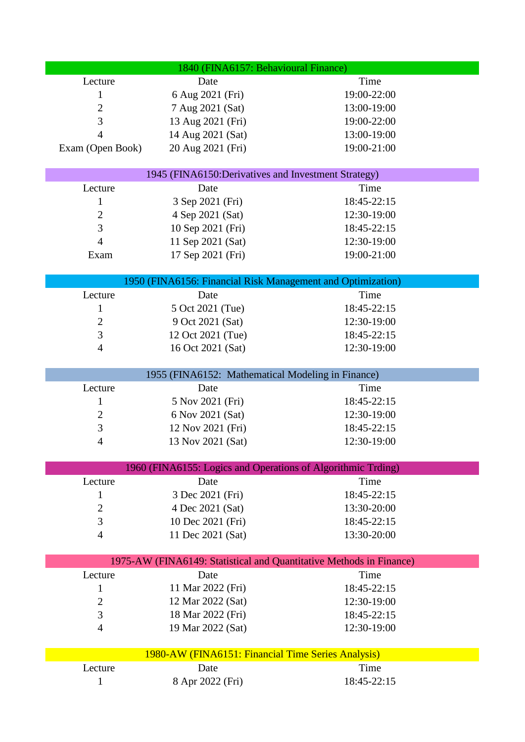| 1840 (FINA6157: Behavioural Finance) | | |
|---|---|---|
| Lecture | Date | Time |
| 1 | 6 Aug 2021 (Fri) | 19:00-22:00 |
| 2 | 7 Aug 2021 (Sat) | 13:00-19:00 |
| 3 | 13 Aug 2021 (Fri) | 19:00-22:00 |
| 4 | 14 Aug 2021 (Sat) | 13:00-19:00 |
| Exam (Open Book) | 20 Aug 2021 (Fri) | 19:00-21:00 |

| 1945 (FINA6150:Derivatives and Investment Strategy) | | |
|---|---|---|
| Lecture | Date | Time |
| 1 | 3 Sep 2021 (Fri) | 18:45-22:15 |
| 2 | 4 Sep 2021 (Sat) | 12:30-19:00 |
| 3 | 10 Sep 2021 (Fri) | 18:45-22:15 |
| 4 | 11 Sep 2021 (Sat) | 12:30-19:00 |
| Exam | 17 Sep 2021 (Fri) | 19:00-21:00 |

| 1950 (FINA6156: Financial Risk Management and Optimization) | | |
|---|---|---|
| Lecture | Date | Time |
| 1 | 5 Oct 2021 (Tue) | 18:45-22:15 |
| 2 | 9 Oct 2021 (Sat) | 12:30-19:00 |
| 3 | 12 Oct 2021 (Tue) | 18:45-22:15 |
| 4 | 16 Oct 2021 (Sat) | 12:30-19:00 |

| 1955 (FINA6152: Mathematical Modeling in Finance) | | |
|---|---|---|
| Lecture | Date | Time |
| 1 | 5 Nov 2021 (Fri) | 18:45-22:15 |
| 2 | 6 Nov 2021 (Sat) | 12:30-19:00 |
| 3 | 12 Nov 2021 (Fri) | 18:45-22:15 |
| 4 | 13 Nov 2021 (Sat) | 12:30-19:00 |

| 1960 (FINA6155: Logics and Operations of Algorithmic Trding) | | |
|---|---|---|
| Lecture | Date | Time |
| 1 | 3 Dec 2021 (Fri) | 18:45-22:15 |
| 2 | 4 Dec 2021 (Sat) | 13:30-20:00 |
| 3 | 10 Dec 2021 (Fri) | 18:45-22:15 |
| 4 | 11 Dec 2021 (Sat) | 13:30-20:00 |

| 1975-AW (FINA6149: Statistical and Quantitative Methods in Finance) | | |
|---|---|---|
| Lecture | Date | Time |
| 1 | 11 Mar 2022 (Fri) | 18:45-22:15 |
| 2 | 12 Mar 2022 (Sat) | 12:30-19:00 |
| 3 | 18 Mar 2022 (Fri) | 18:45-22:15 |
| 4 | 19 Mar 2022 (Sat) | 12:30-19:00 |

| 1980-AW (FINA6151: Financial Time Series Analysis) | | |
|---|---|---|
| Lecture | Date | Time |
| 1 | 8 Apr 2022 (Fri) | 18:45-22:15 |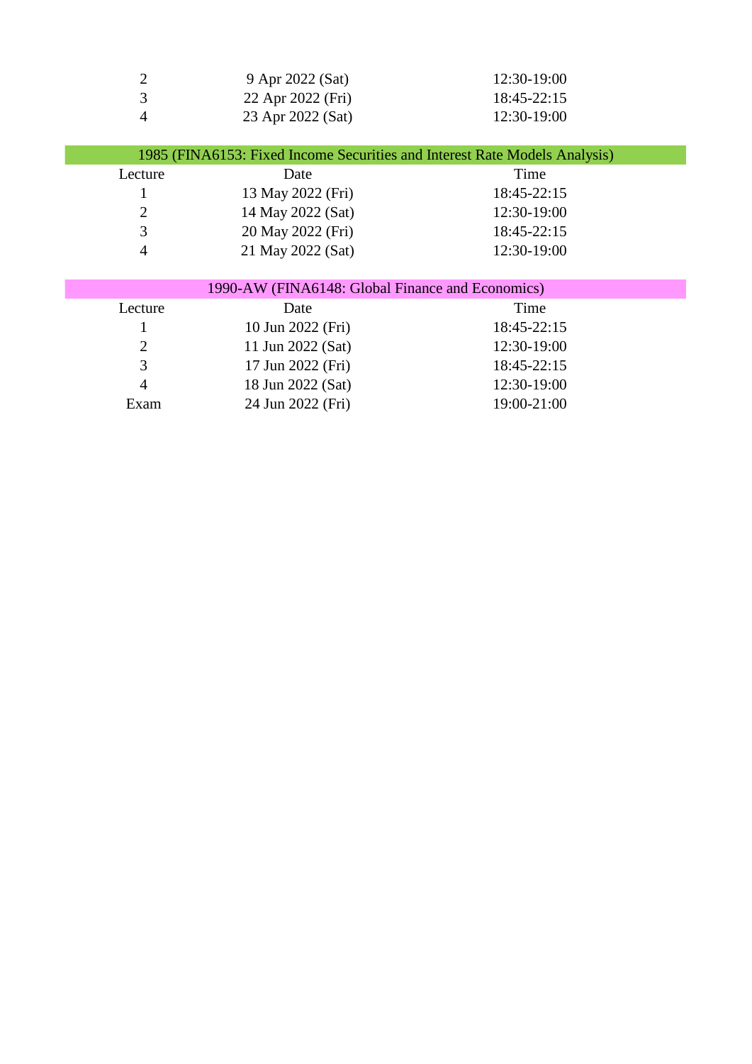| | | |
|---|---|---|
| 2 | 9 Apr 2022 (Sat) | 12:30-19:00 |
| 3 | 22 Apr 2022 (Fri) | 18:45-22:15 |
| 4 | 23 Apr 2022 (Sat) | 12:30-19:00 |

**1985 (FINA6153: Fixed Income Securities and Interest Rate Models Analysis)**

| Lecture | Date | Time |
|---|---|---|
| 1 | 13 May 2022 (Fri) | 18:45-22:15 |
| 2 | 14 May 2022 (Sat) | 12:30-19:00 |
| 3 | 20 May 2022 (Fri) | 18:45-22:15 |
| 4 | 21 May 2022 (Sat) | 12:30-19:00 |

**1990-AW (FINA6148: Global Finance and Economics)**

| Lecture | Date | Time |
|---|---|---|
| 1 | 10 Jun 2022 (Fri) | 18:45-22:15 |
| 2 | 11 Jun 2022 (Sat) | 12:30-19:00 |
| 3 | 17 Jun 2022 (Fri) | 18:45-22:15 |
| 4 | 18 Jun 2022 (Sat) | 12:30-19:00 |
| Exam | 24 Jun 2022 (Fri) | 19:00-21:00 |